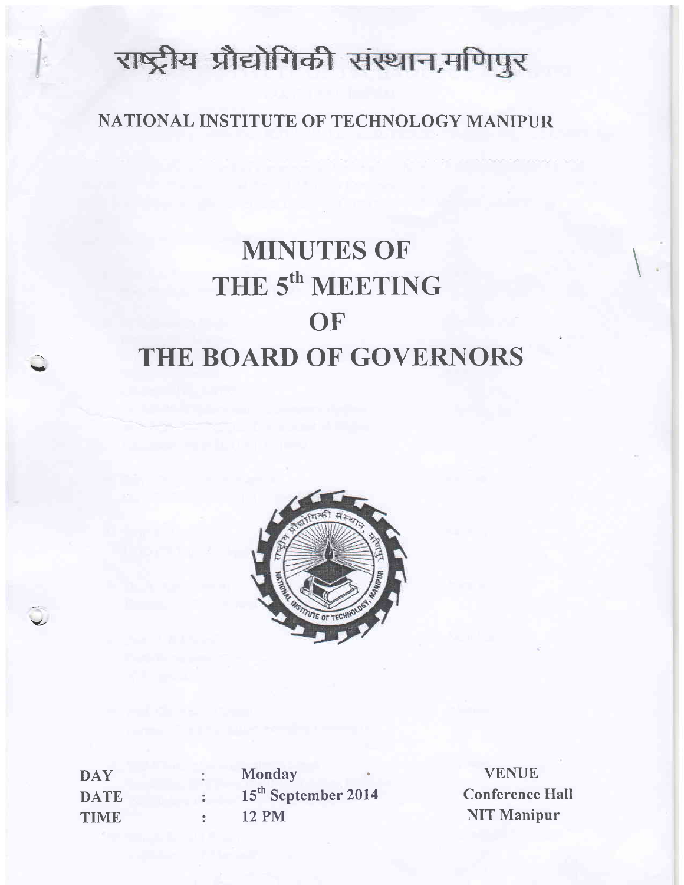# राष्ट्रीय प्रौद्योगिकी संस्थान,मणिपुर

## NATIONAL INSTITUTE OF TECHNOLOGY MANIPUR

# MINUTES OF THE 5th MEETING OF THE BOARD OF GOVERNORS

| | | | |
|---|---|---|---|
| **DAY** | : | **Monday** | **VENUE** |
| **DATE** | : | **15th September 2014** | **Conference Hall** |
| **TIME** | : | **12 PM** | **NIT Manipur** |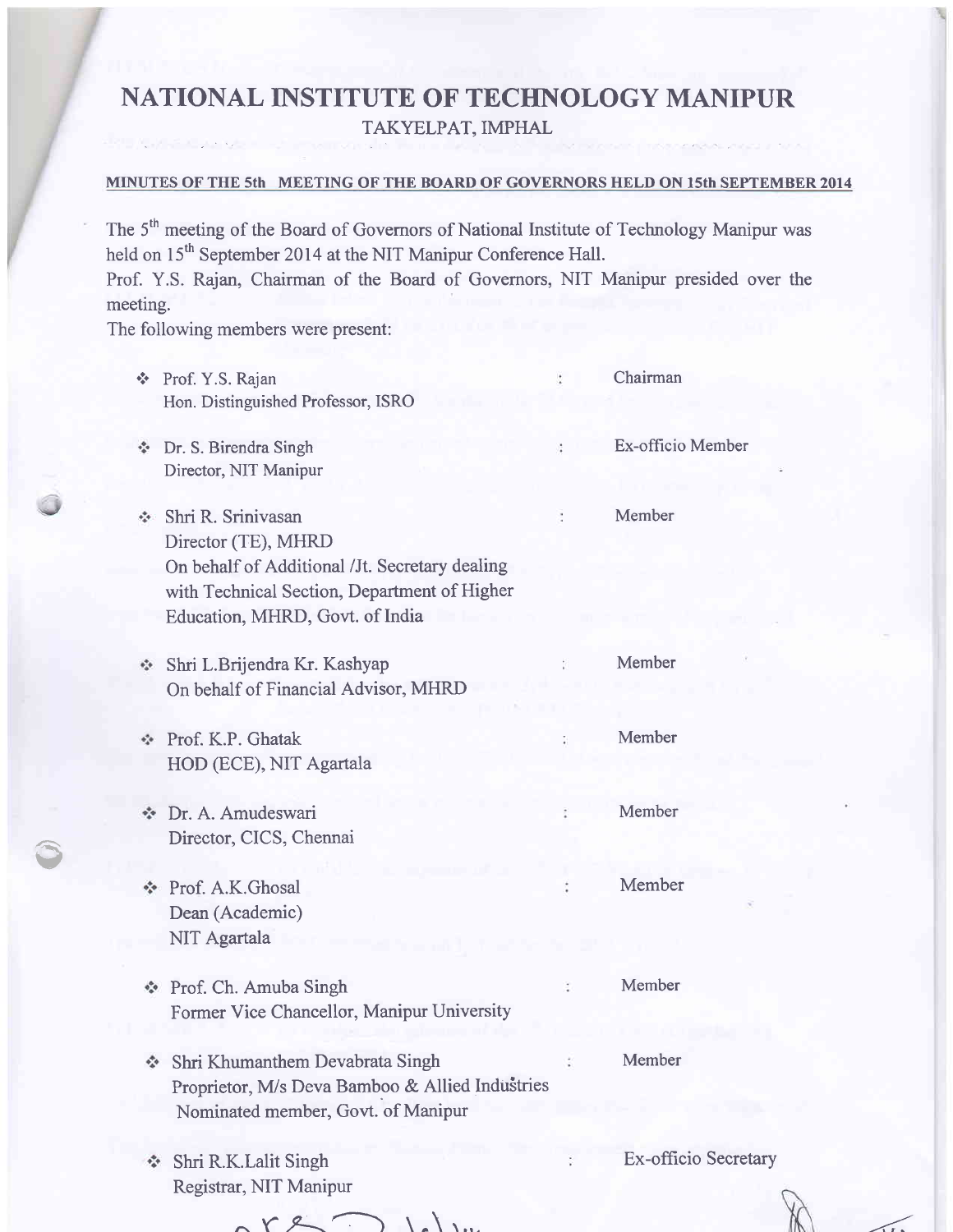# NATIONAL INSTITUTE OF TECHNOLOGY MANIPUR

TAKYELPAT, IMPHAL

**MINUTES OF THE 5th MEETING OF THE BOARD OF GOVERNORS HELD ON 15th SEPTEMBER 2014**

The 5th meeting of the Board of Governors of National Institute of Technology Manipur was held on 15th September 2014 at the NIT Manipur Conference Hall.
Prof. Y.S. Rajan, Chairman of the Board of Governors, NIT Manipur presided over the meeting.
The following members were present:

| | | |
|---|---|---|
| ❖ Prof. Y.S. Rajan<br>Hon. Distinguished Professor, ISRO | : | Chairman |
| ❖ Dr. S. Birendra Singh<br>Director, NIT Manipur | : | Ex-officio Member |
| ❖ Shri R. Srinivasan<br>Director (TE), MHRD<br>On behalf of Additional /Jt. Secretary dealing with Technical Section, Department of Higher Education, MHRD, Govt. of India | : | Member |
| ❖ Shri L.Brijendra Kr. Kashyap<br>On behalf of Financial Advisor, MHRD | : | Member |
| ❖ Prof. K.P. Ghatak<br>HOD (ECE), NIT Agartala | : | Member |
| ❖ Dr. A. Amudeswari<br>Director, CICS, Chennai | : | Member |
| ❖ Prof. A.K.Ghosal<br>Dean (Academic)<br>NIT Agartala | : | Member |
| ❖ Prof. Ch. Amuba Singh<br>Former Vice Chancellor, Manipur University | : | Member |
| ❖ Shri Khumanthem Devabrata Singh<br>Proprietor, M/s Deva Bamboo & Allied Industries<br>Nominated member, Govt. of Manipur | : | Member |
| ❖ Shri R.K.Lalit Singh<br>Registrar, NIT Manipur | : | Ex-officio Secretary |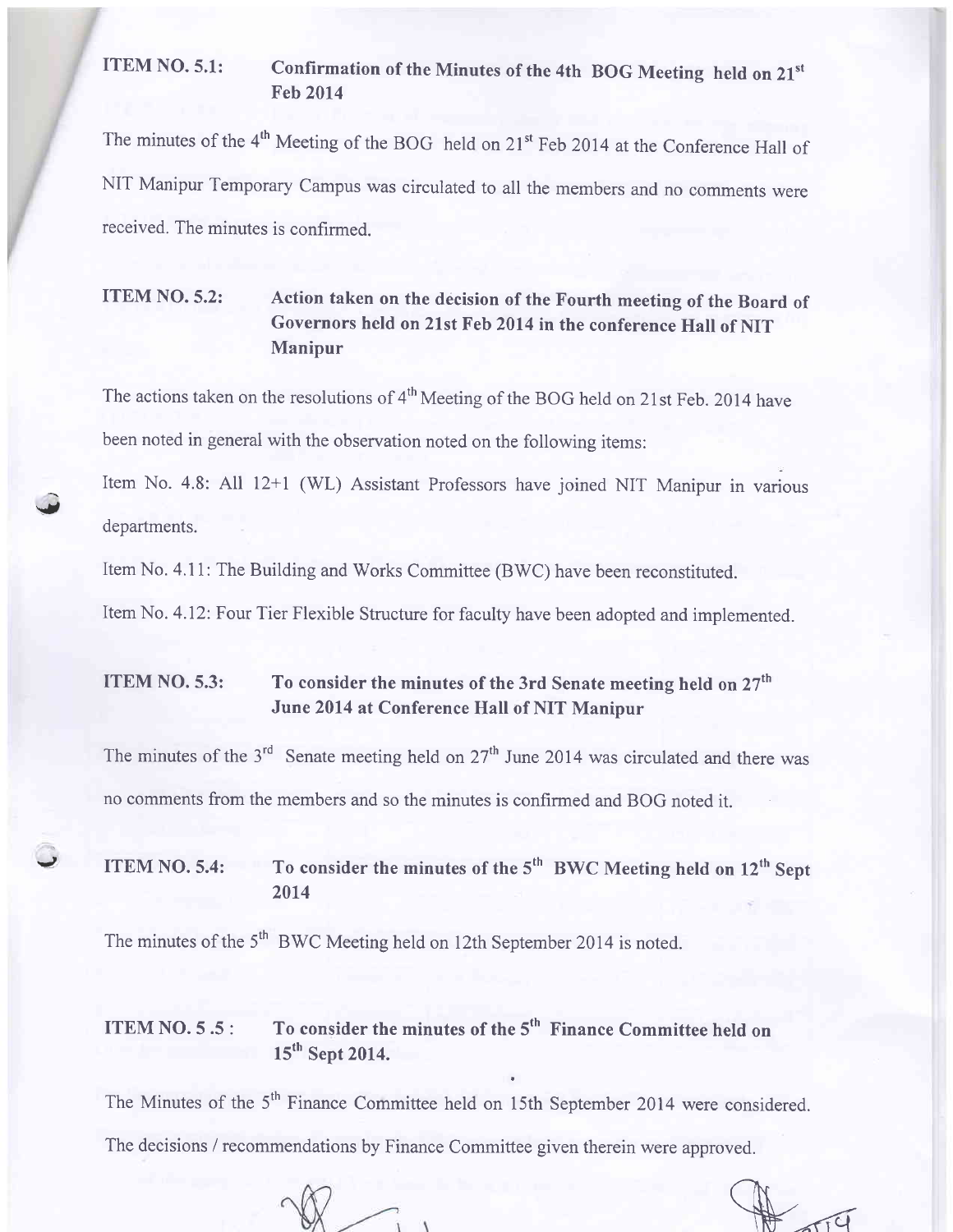**ITEM NO. 5.1: Confirmation of the Minutes of the 4th BOG Meeting held on 21st Feb 2014**

The minutes of the 4th Meeting of the BOG held on 21st Feb 2014 at the Conference Hall of NIT Manipur Temporary Campus was circulated to all the members and no comments were received. The minutes is confirmed.

**ITEM NO. 5.2: Action taken on the decision of the Fourth meeting of the Board of Governors held on 21st Feb 2014 in the conference Hall of NIT Manipur**

The actions taken on the resolutions of 4th Meeting of the BOG held on 21st Feb. 2014 have been noted in general with the observation noted on the following items:

Item No. 4.8: All 12+1 (WL) Assistant Professors have joined NIT Manipur in various departments.

Item No. 4.11: The Building and Works Committee (BWC) have been reconstituted.

Item No. 4.12: Four Tier Flexible Structure for faculty have been adopted and implemented.

**ITEM NO. 5.3: To consider the minutes of the 3rd Senate meeting held on 27th June 2014 at Conference Hall of NIT Manipur**

The minutes of the 3rd Senate meeting held on 27th June 2014 was circulated and there was no comments from the members and so the minutes is confirmed and BOG noted it.

**ITEM NO. 5.4: To consider the minutes of the 5th BWC Meeting held on 12th Sept 2014**

The minutes of the 5th BWC Meeting held on 12th September 2014 is noted.

**ITEM NO. 5 .5 : To consider the minutes of the 5th Finance Committee held on 15th Sept 2014.**

The Minutes of the 5th Finance Committee held on 15th September 2014 were considered. The decisions / recommendations by Finance Committee given therein were approved.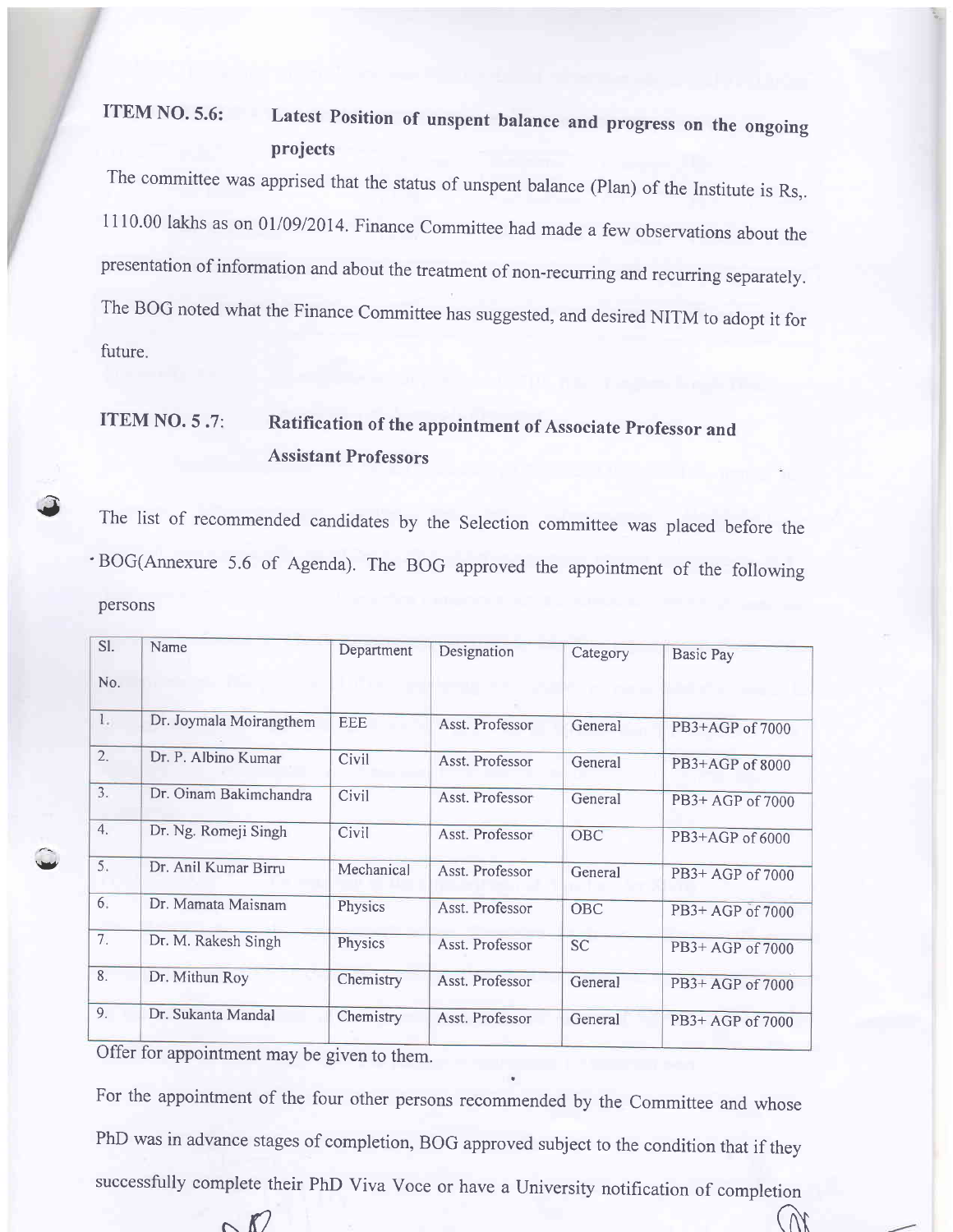**ITEM NO. 5.6: Latest Position of unspent balance and progress on the ongoing projects**

The committee was apprised that the status of unspent balance (Plan) of the Institute is Rs,. 1110.00 lakhs as on 01/09/2014. Finance Committee had made a few observations about the presentation of information and about the treatment of non-recurring and recurring separately. The BOG noted what the Finance Committee has suggested, and desired NITM to adopt it for future.

**ITEM NO. 5 .7: Ratification of the appointment of Associate Professor and Assistant Professors**

The list of recommended candidates by the Selection committee was placed before the BOG(Annexure 5.6 of Agenda). The BOG approved the appointment of the following persons

| Sl. No. | Name | Department | Designation | Category | Basic Pay |
|---|---|---|---|---|---|
| 1. | Dr. Joymala Moirangthem | EEE | Asst. Professor | General | PB3+AGP of 7000 |
| 2. | Dr. P. Albino Kumar | Civil | Asst. Professor | General | PB3+AGP of 8000 |
| 3. | Dr. Oinam Bakimchandra | Civil | Asst. Professor | General | PB3+ AGP of 7000 |
| 4. | Dr. Ng. Romeji Singh | Civil | Asst. Professor | OBC | PB3+AGP of 6000 |
| 5. | Dr. Anil Kumar Birru | Mechanical | Asst. Professor | General | PB3+ AGP of 7000 |
| 6. | Dr. Mamata Maisnam | Physics | Asst. Professor | OBC | PB3+ AGP of 7000 |
| 7. | Dr. M. Rakesh Singh | Physics | Asst. Professor | SC | PB3+ AGP of 7000 |
| 8. | Dr. Mithun Roy | Chemistry | Asst. Professor | General | PB3+ AGP of 7000 |
| 9. | Dr. Sukanta Mandal | Chemistry | Asst. Professor | General | PB3+ AGP of 7000 |

Offer for appointment may be given to them.

For the appointment of the four other persons recommended by the Committee and whose PhD was in advance stages of completion, BOG approved subject to the condition that if they successfully complete their PhD Viva Voce or have a University notification of completion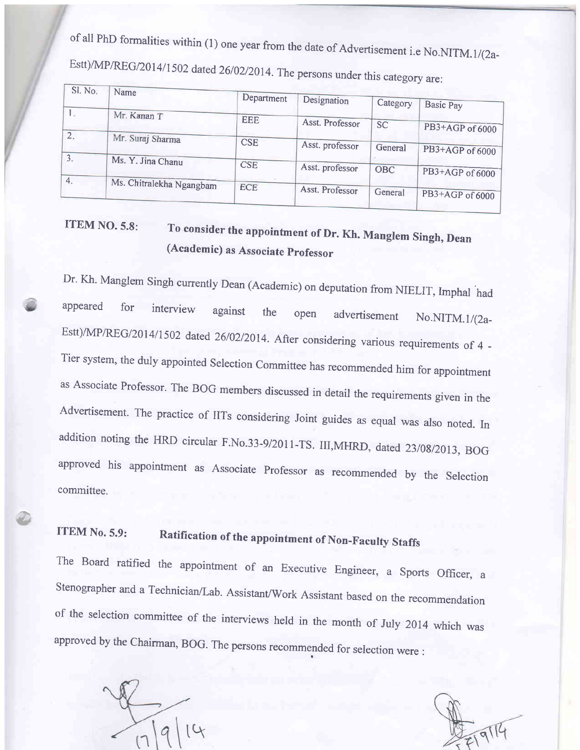of all PhD formalities within (1) one year from the date of Advertisement i.e No.NITM.1/(2a-Estt)/MP/REG/2014/1502 dated 26/02/2014. The persons under this category are:

| Sl. No. | Name | Department | Designation | Category | Basic Pay |
|---|---|---|---|---|---|
| 1. | Mr. Kanan T | EEE | Asst. Professor | SC | PB3+AGP of 6000 |
| 2. | Mr. Suraj Sharma | CSE | Asst. professor | General | PB3+AGP of 6000 |
| 3. | Ms. Y. Jina Chanu | CSE | Asst. professor | OBC | PB3+AGP of 6000 |
| 4. | Ms. Chitralekha Ngangbam | ECE | Asst. Professor | General | PB3+AGP of 6000 |

**ITEM NO. 5.8: To consider the appointment of Dr. Kh. Manglem Singh, Dean (Academic) as Associate Professor**

Dr. Kh. Manglem Singh currently Dean (Academic) on deputation from NIELIT, Imphal had appeared for interview against the open advertisement No.NITM.1/(2a-Estt)/MP/REG/2014/1502 dated 26/02/2014. After considering various requirements of 4 - Tier system, the duly appointed Selection Committee has recommended him for appointment as Associate Professor. The BOG members discussed in detail the requirements given in the Advertisement. The practice of IITs considering Joint guides as equal was also noted. In addition noting the HRD circular F.No.33-9/2011-TS. III,MHRD, dated 23/08/2013, BOG approved his appointment as Associate Professor as recommended by the Selection committee.

**ITEM No. 5.9: Ratification of the appointment of Non-Faculty Staffs**

The Board ratified the appointment of an Executive Engineer, a Sports Officer, a Stenographer and a Technician/Lab. Assistant/Work Assistant based on the recommendation of the selection committee of the interviews held in the month of July 2014 which was approved by the Chairman, BOG. The persons recommended for selection were :

17/9/14

17/9/14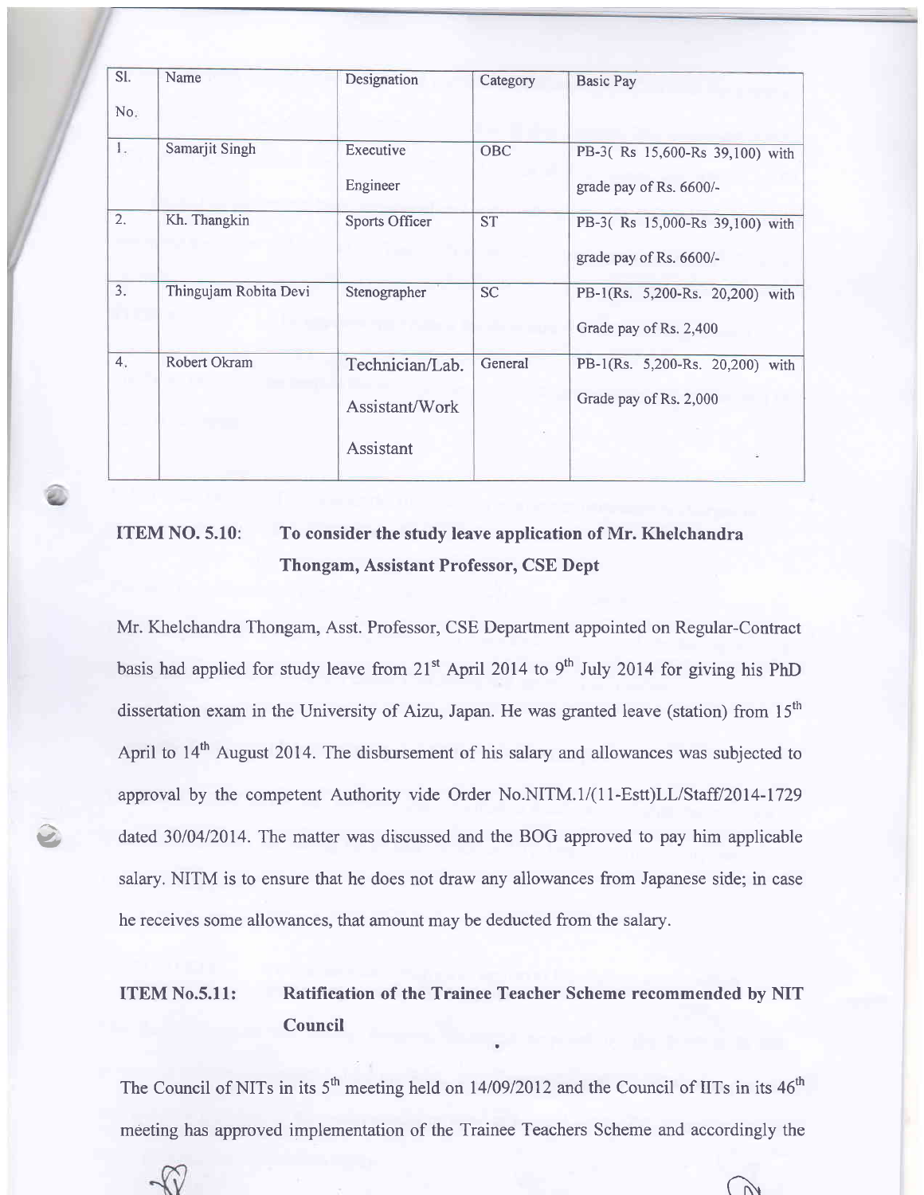| Sl. No. | Name | Designation | Category | Basic Pay |
| --- | --- | --- | --- | --- |
| 1. | Samarjit Singh | Executive Engineer | OBC | PB-3( Rs 15,600-Rs 39,100) with grade pay of Rs. 6600/- |
| 2. | Kh. Thangkin | Sports Officer | ST | PB-3( Rs 15,000-Rs 39,100) with grade pay of Rs. 6600/- |
| 3. | Thingujam Robita Devi | Stenographer | SC | PB-1(Rs. 5,200-Rs. 20,200) with Grade pay of Rs. 2,400 |
| 4. | Robert Okram | Technician/Lab. Assistant/Work Assistant | General | PB-1(Rs. 5,200-Rs. 20,200) with Grade pay of Rs. 2,000 |

**ITEM NO. 5.10: To consider the study leave application of Mr. Khelchandra Thongam, Assistant Professor, CSE Dept**

Mr. Khelchandra Thongam, Asst. Professor, CSE Department appointed on Regular-Contract basis had applied for study leave from 21st April 2014 to 9th July 2014 for giving his PhD dissertation exam in the University of Aizu, Japan. He was granted leave (station) from 15th April to 14th August 2014. The disbursement of his salary and allowances was subjected to approval by the competent Authority vide Order No.NITM.1/(11-Estt)LL/Staff/2014-1729 dated 30/04/2014. The matter was discussed and the BOG approved to pay him applicable salary. NITM is to ensure that he does not draw any allowances from Japanese side; in case he receives some allowances, that amount may be deducted from the salary.

**ITEM No.5.11: Ratification of the Trainee Teacher Scheme recommended by NIT Council**

The Council of NITs in its 5th meeting held on 14/09/2012 and the Council of IITs in its 46th meeting has approved implementation of the Trainee Teachers Scheme and accordingly the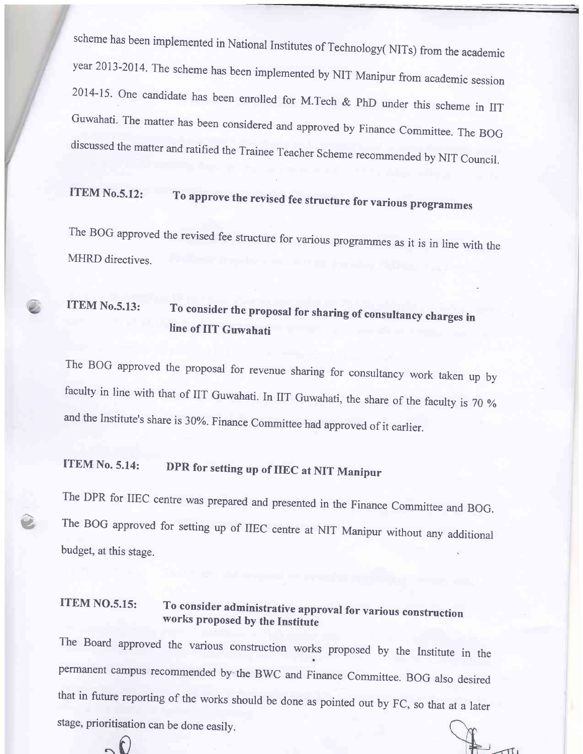scheme has been implemented in National Institutes of Technology( NITs) from the academic year 2013-2014. The scheme has been implemented by NIT Manipur from academic session 2014-15. One candidate has been enrolled for M.Tech & PhD under this scheme in IIT Guwahati. The matter has been considered and approved by Finance Committee. The BOG discussed the matter and ratified the Trainee Teacher Scheme recommended by NIT Council.

**ITEM No.5.12: To approve the revised fee structure for various programmes**

The BOG approved the revised fee structure for various programmes as it is in line with the MHRD directives.

**ITEM No.5.13: To consider the proposal for sharing of consultancy charges in line of IIT Guwahati**

The BOG approved the proposal for revenue sharing for consultancy work taken up by faculty in line with that of IIT Guwahati. In IIT Guwahati, the share of the faculty is 70 % and the Institute's share is 30%. Finance Committee had approved of it earlier.

**ITEM No. 5.14: DPR for setting up of IIEC at NIT Manipur**

The DPR for IIEC centre was prepared and presented in the Finance Committee and BOG. The BOG approved for setting up of IIEC centre at NIT Manipur without any additional budget, at this stage.

**ITEM NO.5.15: To consider administrative approval for various construction works proposed by the Institute**

The Board approved the various construction works proposed by the Institute in the permanent campus recommended by the BWC and Finance Committee. BOG also desired that in future reporting of the works should be done as pointed out by FC, so that at a later stage, prioritisation can be done easily.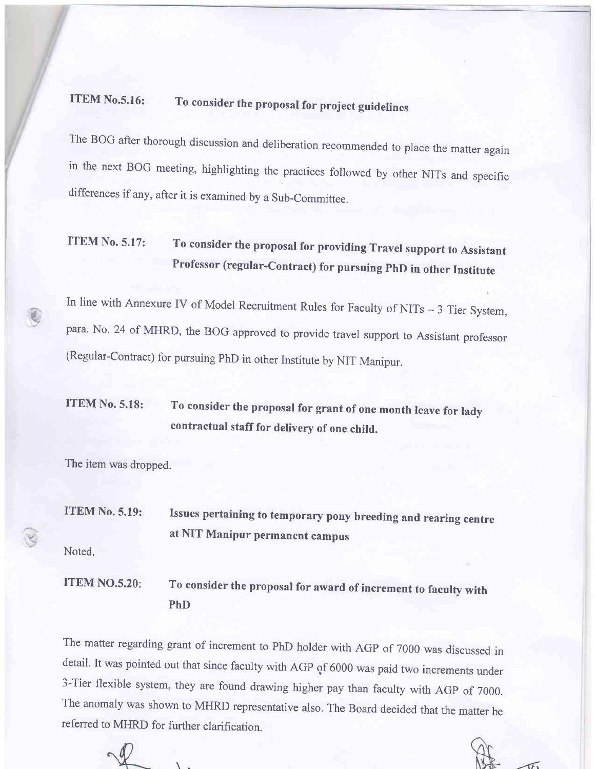**ITEM No.5.16: To consider the proposal for project guidelines**

The BOG after thorough discussion and deliberation recommended to place the matter again in the next BOG meeting, highlighting the practices followed by other NITs and specific differences if any, after it is examined by a Sub-Committee.

**ITEM No. 5.17: To consider the proposal for providing Travel support to Assistant Professor (regular-Contract) for pursuing PhD in other Institute**

In line with Annexure IV of Model Recruitment Rules for Faculty of NITs – 3 Tier System, para. No. 24 of MHRD, the BOG approved to provide travel support to Assistant professor (Regular-Contract) for pursuing PhD in other Institute by NIT Manipur.

**ITEM No. 5.18: To consider the proposal for grant of one month leave for lady contractual staff for delivery of one child.**

The item was dropped.

**ITEM No. 5.19: Issues pertaining to temporary pony breeding and rearing centre at NIT Manipur permanent campus**

Noted.

**ITEM NO.5.20: To consider the proposal for award of increment to faculty with PhD**

The matter regarding grant of increment to PhD holder with AGP of 7000 was discussed in detail. It was pointed out that since faculty with AGP of 6000 was paid two increments under 3-Tier flexible system, they are found drawing higher pay than faculty with AGP of 7000. The anomaly was shown to MHRD representative also. The Board decided that the matter be referred to MHRD for further clarification.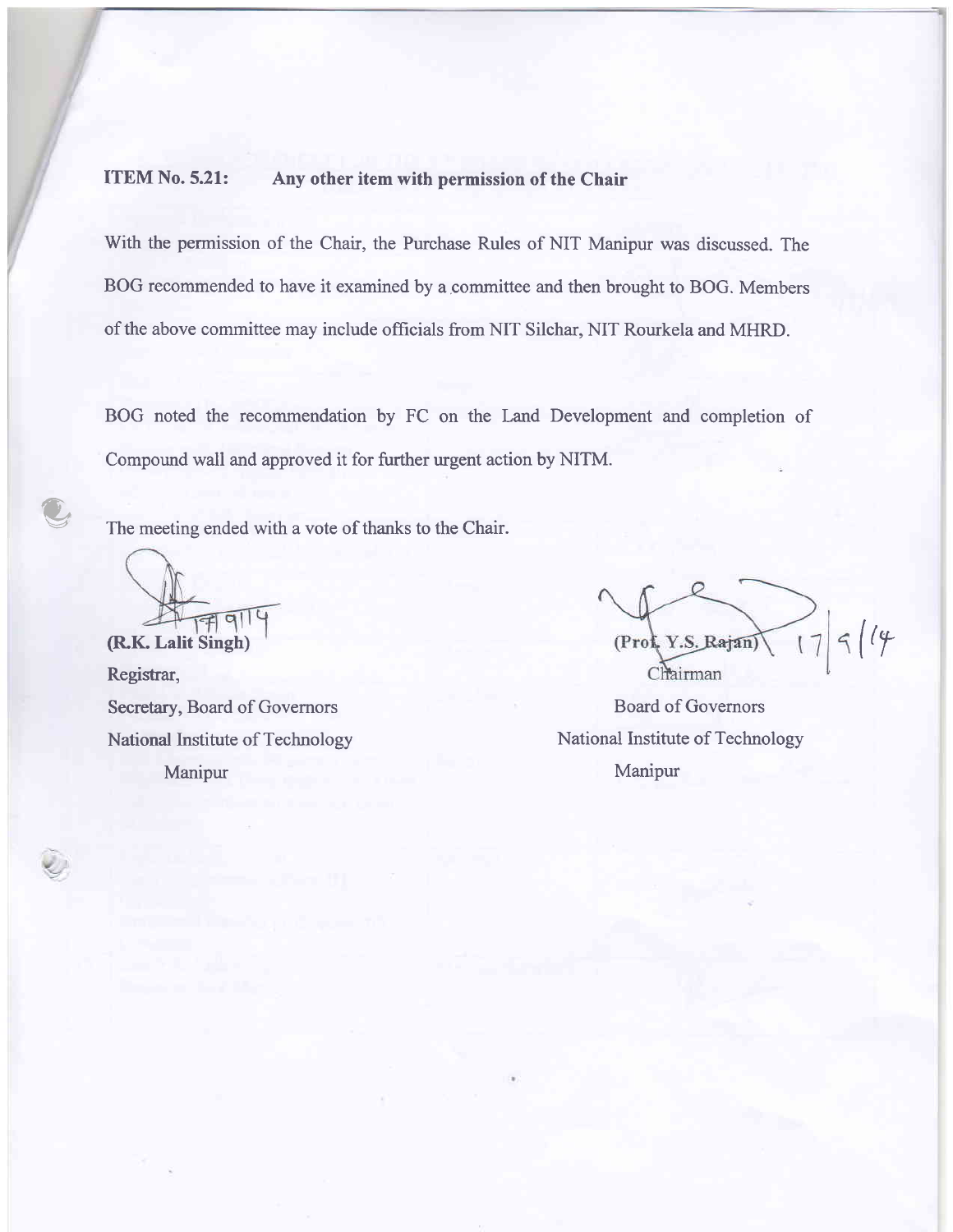**ITEM No. 5.21: Any other item with permission of the Chair**

With the permission of the Chair, the Purchase Rules of NIT Manipur was discussed. The BOG recommended to have it examined by a committee and then brought to BOG. Members of the above committee may include officials from NIT Silchar, NIT Rourkela and MHRD.

BOG noted the recommendation by FC on the Land Development and completion of Compound wall and approved it for further urgent action by NITM.

The meeting ended with a vote of thanks to the Chair.

17/9/14

**(R.K. Lalit Singh)**
Registrar,
Secretary, Board of Governors
National Institute of Technology
Manipur

**(Prof. Y.S. Rajan)** 17/9/14
Chairman
Board of Governors
National Institute of Technology
Manipur